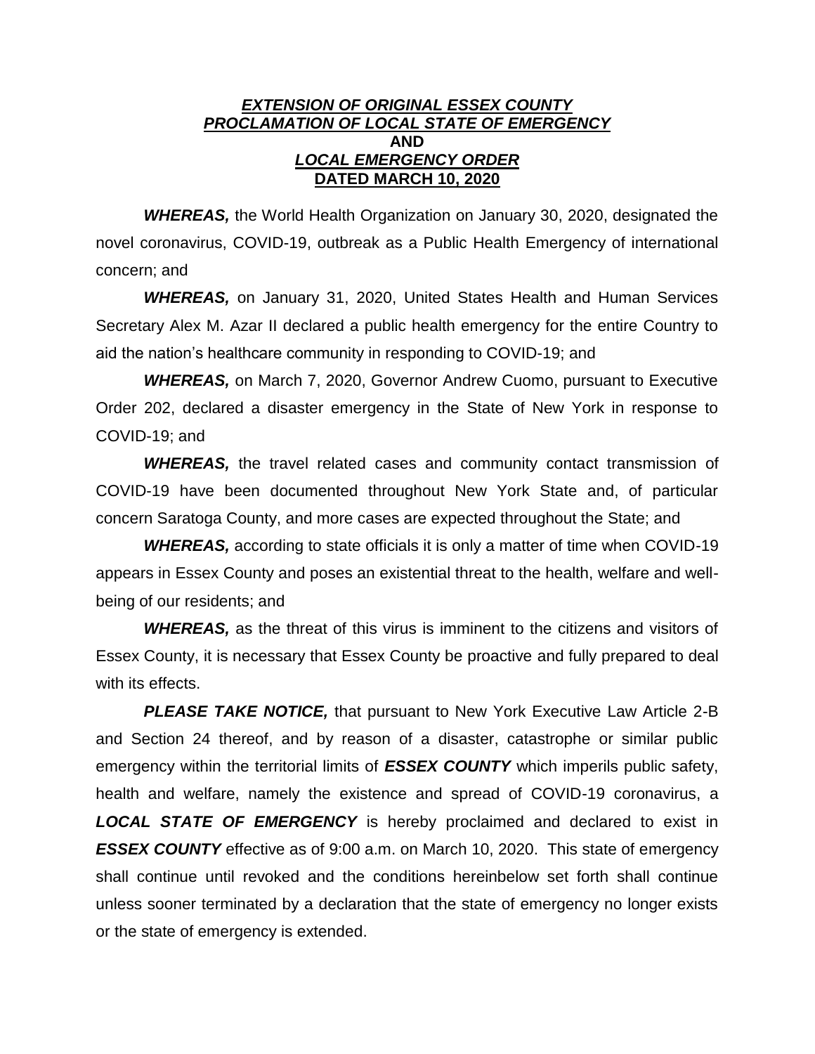# ***EXTENSION OF ORIGINAL ESSEX COUNTY PROCLAMATION OF LOCAL STATE OF EMERGENCY***
# **AND**
# ***LOCAL EMERGENCY ORDER***
# **DATED MARCH 10, 2020**

***WHEREAS,*** the World Health Organization on January 30, 2020, designated the novel coronavirus, COVID-19, outbreak as a Public Health Emergency of international concern; and

***WHEREAS,*** on January 31, 2020, United States Health and Human Services Secretary Alex M. Azar II declared a public health emergency for the entire Country to aid the nation's healthcare community in responding to COVID-19; and

***WHEREAS,*** on March 7, 2020, Governor Andrew Cuomo, pursuant to Executive Order 202, declared a disaster emergency in the State of New York in response to COVID-19; and

***WHEREAS,*** the travel related cases and community contact transmission of COVID-19 have been documented throughout New York State and, of particular concern Saratoga County, and more cases are expected throughout the State; and

***WHEREAS,*** according to state officials it is only a matter of time when COVID-19 appears in Essex County and poses an existential threat to the health, welfare and well-being of our residents; and

***WHEREAS,*** as the threat of this virus is imminent to the citizens and visitors of Essex County, it is necessary that Essex County be proactive and fully prepared to deal with its effects.

***PLEASE TAKE NOTICE,*** that pursuant to New York Executive Law Article 2-B and Section 24 thereof, and by reason of a disaster, catastrophe or similar public emergency within the territorial limits of ***ESSEX COUNTY*** which imperils public safety, health and welfare, namely the existence and spread of COVID-19 coronavirus, a ***LOCAL STATE OF EMERGENCY*** is hereby proclaimed and declared to exist in ***ESSEX COUNTY*** effective as of 9:00 a.m. on March 10, 2020. This state of emergency shall continue until revoked and the conditions hereinbelow set forth shall continue unless sooner terminated by a declaration that the state of emergency no longer exists or the state of emergency is extended.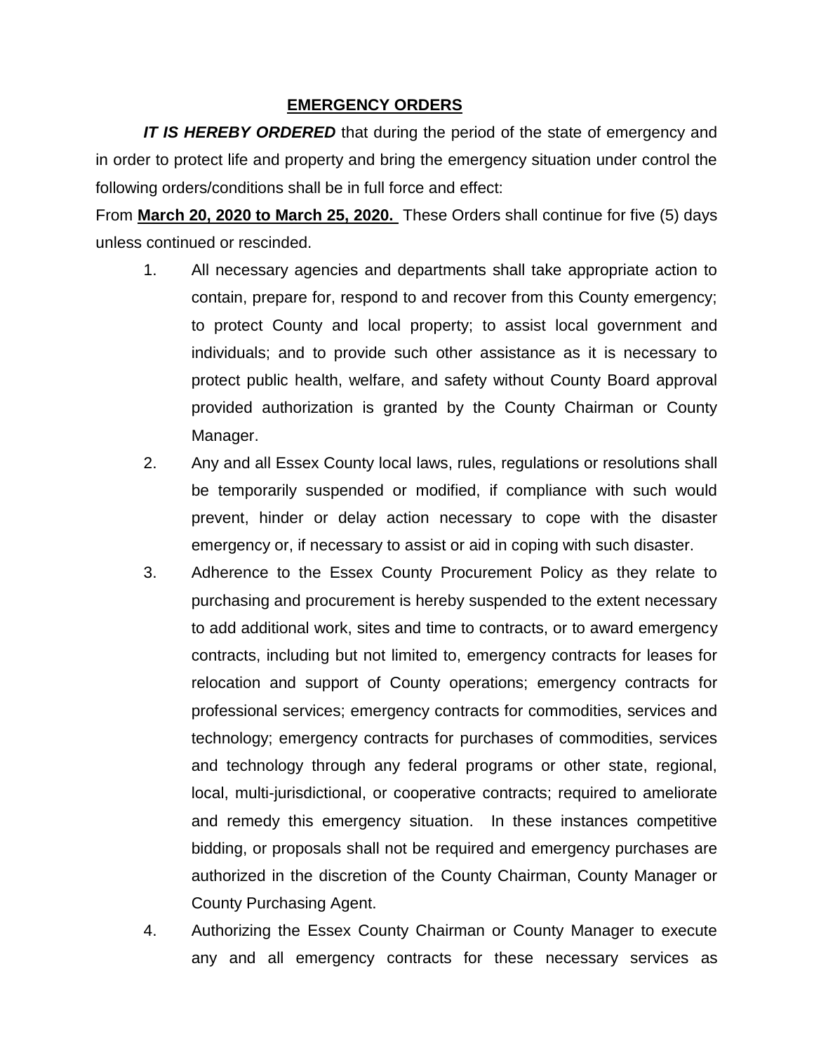## **EMERGENCY ORDERS**

***IT IS HEREBY ORDERED*** that during the period of the state of emergency and in order to protect life and property and bring the emergency situation under control the following orders/conditions shall be in full force and effect:

From **March 20, 2020 to March 25, 2020.** These Orders shall continue for five (5) days unless continued or rescinded.

1. All necessary agencies and departments shall take appropriate action to contain, prepare for, respond to and recover from this County emergency; to protect County and local property; to assist local government and individuals; and to provide such other assistance as it is necessary to protect public health, welfare, and safety without County Board approval provided authorization is granted by the County Chairman or County Manager.

2. Any and all Essex County local laws, rules, regulations or resolutions shall be temporarily suspended or modified, if compliance with such would prevent, hinder or delay action necessary to cope with the disaster emergency or, if necessary to assist or aid in coping with such disaster.

3. Adherence to the Essex County Procurement Policy as they relate to purchasing and procurement is hereby suspended to the extent necessary to add additional work, sites and time to contracts, or to award emergency contracts, including but not limited to, emergency contracts for leases for relocation and support of County operations; emergency contracts for professional services; emergency contracts for commodities, services and technology; emergency contracts for purchases of commodities, services and technology through any federal programs or other state, regional, local, multi-jurisdictional, or cooperative contracts; required to ameliorate and remedy this emergency situation. In these instances competitive bidding, or proposals shall not be required and emergency purchases are authorized in the discretion of the County Chairman, County Manager or County Purchasing Agent.

4. Authorizing the Essex County Chairman or County Manager to execute any and all emergency contracts for these necessary services as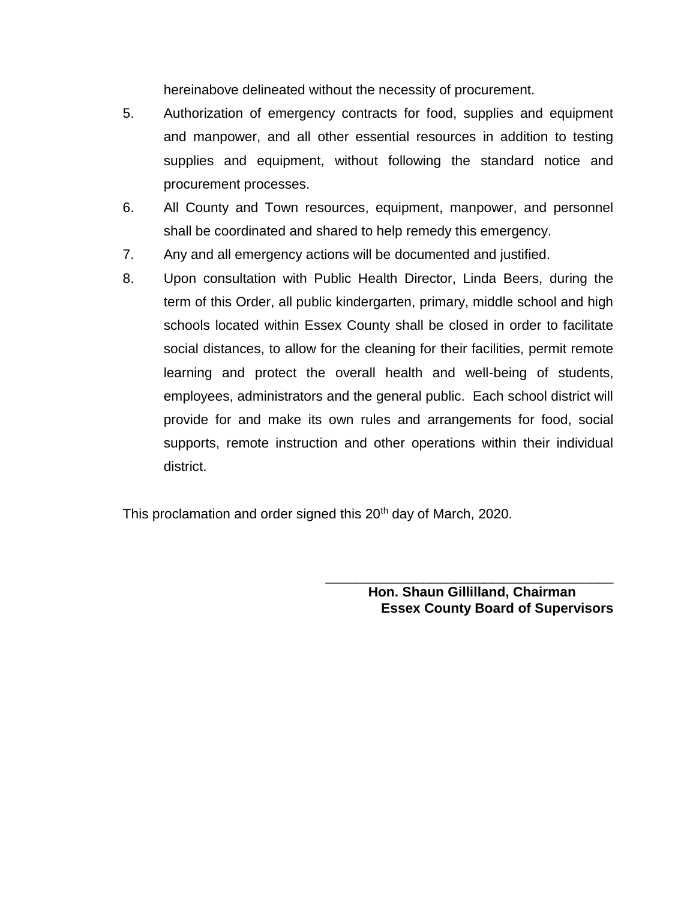hereinabove delineated without the necessity of procurement.

5. Authorization of emergency contracts for food, supplies and equipment and manpower, and all other essential resources in addition to testing supplies and equipment, without following the standard notice and procurement processes.
6. All County and Town resources, equipment, manpower, and personnel shall be coordinated and shared to help remedy this emergency.
7. Any and all emergency actions will be documented and justified.
8. Upon consultation with Public Health Director, Linda Beers, during the term of this Order, all public kindergarten, primary, middle school and high schools located within Essex County shall be closed in order to facilitate social distances, to allow for the cleaning for their facilities, permit remote learning and protect the overall health and well-being of students, employees, administrators and the general public. Each school district will provide for and make its own rules and arrangements for food, social supports, remote instruction and other operations within their individual district.

This proclamation and order signed this 20th day of March, 2020.

\_\_\_\_\_\_\_\_\_\_\_\_\_\_\_\_\_\_\_\_\_\_\_\_\_\_\_\_\_\_\_\_\_\_\_\_\_\_\_\_

**Hon. Shaun Gillilland, Chairman**
**Essex County Board of Supervisors**